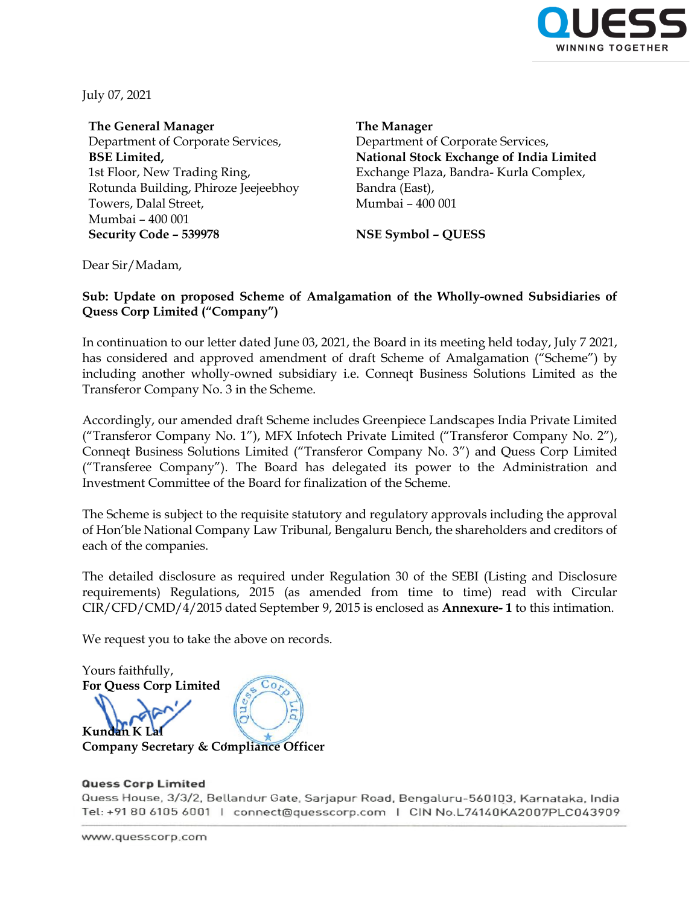July 07, 2021

**The General Manager**
Department of Corporate Services,
**BSE Limited,**
1st Floor, New Trading Ring,
Rotunda Building, Phiroze Jeejeebhoy
Towers, Dalal Street,
Mumbai – 400 001
**Security Code – 539978**

**The Manager**
Department of Corporate Services,
**National Stock Exchange of India Limited**
Exchange Plaza, Bandra- Kurla Complex,
Bandra (East),
Mumbai – 400 001

**NSE Symbol – QUESS**

Dear Sir/Madam,

**Sub: Update on proposed Scheme of Amalgamation of the Wholly-owned Subsidiaries of Quess Corp Limited ("Company")**

In continuation to our letter dated June 03, 2021, the Board in its meeting held today, July 7 2021, has considered and approved amendment of draft Scheme of Amalgamation ("Scheme") by including another wholly-owned subsidiary i.e. Conneqt Business Solutions Limited as the Transferor Company No. 3 in the Scheme.

Accordingly, our amended draft Scheme includes Greenpiece Landscapes India Private Limited ("Transferor Company No. 1"), MFX Infotech Private Limited ("Transferor Company No. 2"), Conneqt Business Solutions Limited ("Transferor Company No. 3") and Quess Corp Limited ("Transferee Company"). The Board has delegated its power to the Administration and Investment Committee of the Board for finalization of the Scheme.

The Scheme is subject to the requisite statutory and regulatory approvals including the approval of Hon'ble National Company Law Tribunal, Bengaluru Bench, the shareholders and creditors of each of the companies.

The detailed disclosure as required under Regulation 30 of the SEBI (Listing and Disclosure requirements) Regulations, 2015 (as amended from time to time) read with Circular CIR/CFD/CMD/4/2015 dated September 9, 2015 is enclosed as **Annexure- 1** to this intimation.

We request you to take the above on records.

Yours faithfully,
**For Quess Corp Limited**

**Kundan K Lal**
**Company Secretary & Compliance Officer**

**Quess Corp Limited**
Quess House, 3/3/2, Bellandur Gate, Sarjapur Road, Bengaluru-560103, Karnataka, India
Tel: +91 80 6105 6001 | connect@quesscorp.com | CIN No.L74140KA2007PLC043909

www.quesscorp.com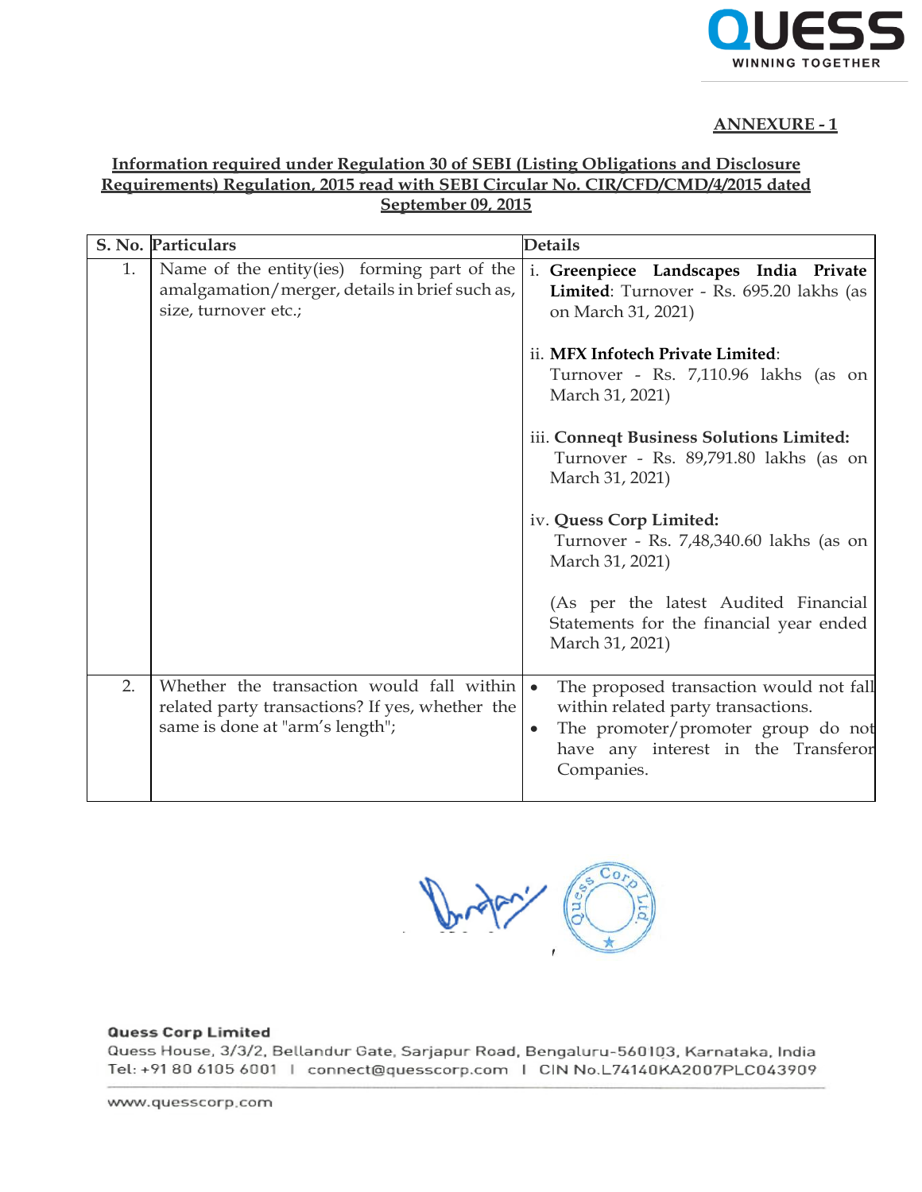**ANNEXURE - 1**

**Information required under Regulation 30 of SEBI (Listing Obligations and Disclosure Requirements) Regulation, 2015 read with SEBI Circular No. CIR/CFD/CMD/4/2015 dated September 09, 2015**

| S. No. | Particulars | Details |
|---|---|---|
| 1. | Name of the entity(ies) forming part of the amalgamation/merger, details in brief such as, size, turnover etc.; | i. **Greenpiece Landscapes India Private Limited**: Turnover - Rs. 695.20 lakhs (as on March 31, 2021)<br><br>ii. **MFX Infotech Private Limited**: Turnover - Rs. 7,110.96 lakhs (as on March 31, 2021)<br><br>iii. **Conneqt Business Solutions Limited:** Turnover - Rs. 89,791.80 lakhs (as on March 31, 2021)<br><br>iv. **Quess Corp Limited:** Turnover - Rs. 7,48,340.60 lakhs (as on March 31, 2021)<br><br>(As per the latest Audited Financial Statements for the financial year ended March 31, 2021) |
| 2. | Whether the transaction would fall within related party transactions? If yes, whether the same is done at "arm's length"; | • The proposed transaction would not fall within related party transactions.<br>• The promoter/promoter group do not have any interest in the Transferor Companies. |

**Quess Corp Limited**
Quess House, 3/3/2, Bellandur Gate, Sarjapur Road, Bengaluru-560103, Karnataka, India
Tel: +91 80 6105 6001 | connect@quesscorp.com | CIN No.L74140KA2007PLC043909

www.quesscorp.com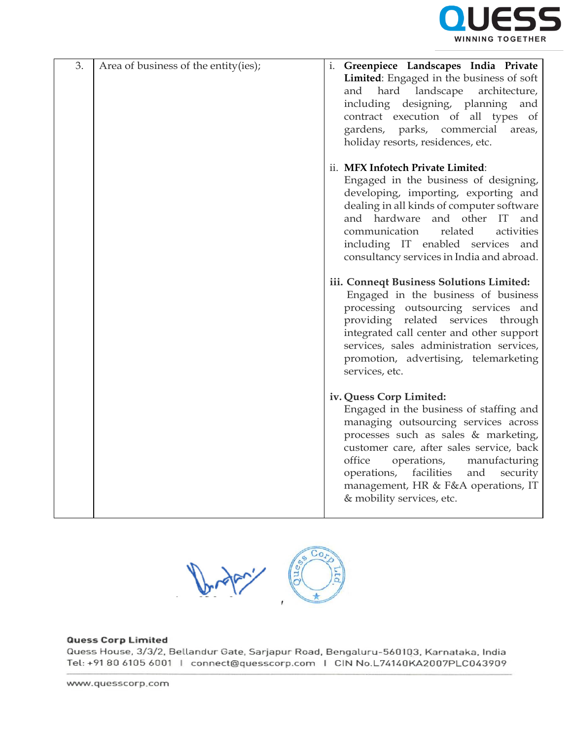| 3. | Area of business of the entity(ies); | i. **Greenpiece Landscapes India Private Limited**: Engaged in the business of soft and hard landscape architecture, including designing, planning and contract execution of all types of gardens, parks, commercial areas, holiday resorts, residences, etc.<br><br>ii. **MFX Infotech Private Limited**: Engaged in the business of designing, developing, importing, exporting and dealing in all kinds of computer software and hardware and other IT and communication related activities including IT enabled services and consultancy services in India and abroad.<br><br>iii. **Conneqt Business Solutions Limited:** Engaged in the business of business processing outsourcing services and providing related services through integrated call center and other support services, sales administration services, promotion, advertising, telemarketing services, etc.<br><br>iv. **Quess Corp Limited:** Engaged in the business of staffing and managing outsourcing services across processes such as sales & marketing, customer care, after sales service, back office operations, manufacturing operations, facilities and security management, HR & F&A operations, IT & mobility services, etc. |
|---|---|---|

**Quess Corp Limited**
Quess House, 3/3/2, Bellandur Gate, Sarjapur Road, Bengaluru-560103, Karnataka, India
Tel: +91 80 6105 6001 | connect@quesscorp.com | CIN No.L74140KA2007PLC043909

www.quesscorp.com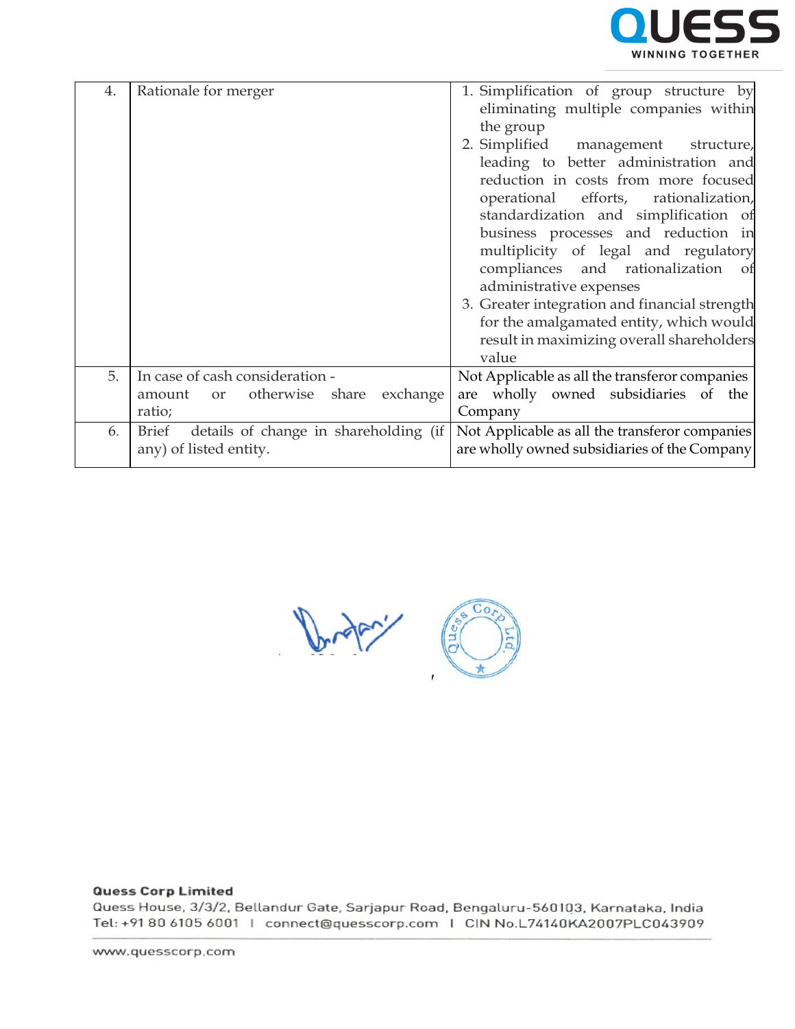| | | |
|---|---|---|
| 4. | Rationale for merger | 1. Simplification of group structure by eliminating multiple companies within the group<br>2. Simplified management structure, leading to better administration and reduction in costs from more focused operational efforts, rationalization, standardization and simplification of business processes and reduction in multiplicity of legal and regulatory compliances and rationalization of administrative expenses<br>3. Greater integration and financial strength for the amalgamated entity, which would result in maximizing overall shareholders value |
| 5. | In case of cash consideration - amount or otherwise share exchange ratio; | Not Applicable as all the transferor companies are wholly owned subsidiaries of the Company |
| 6. | Brief details of change in shareholding (if any) of listed entity. | Not Applicable as all the transferor companies are wholly owned subsidiaries of the Company |

**Quess Corp Limited**
Quess House, 3/3/2, Bellandur Gate, Sarjapur Road, Bengaluru-560103, Karnataka, India
Tel: +91 80 6105 6001 | connect@quesscorp.com | CIN No.L74140KA2007PLC043909

www.quesscorp.com